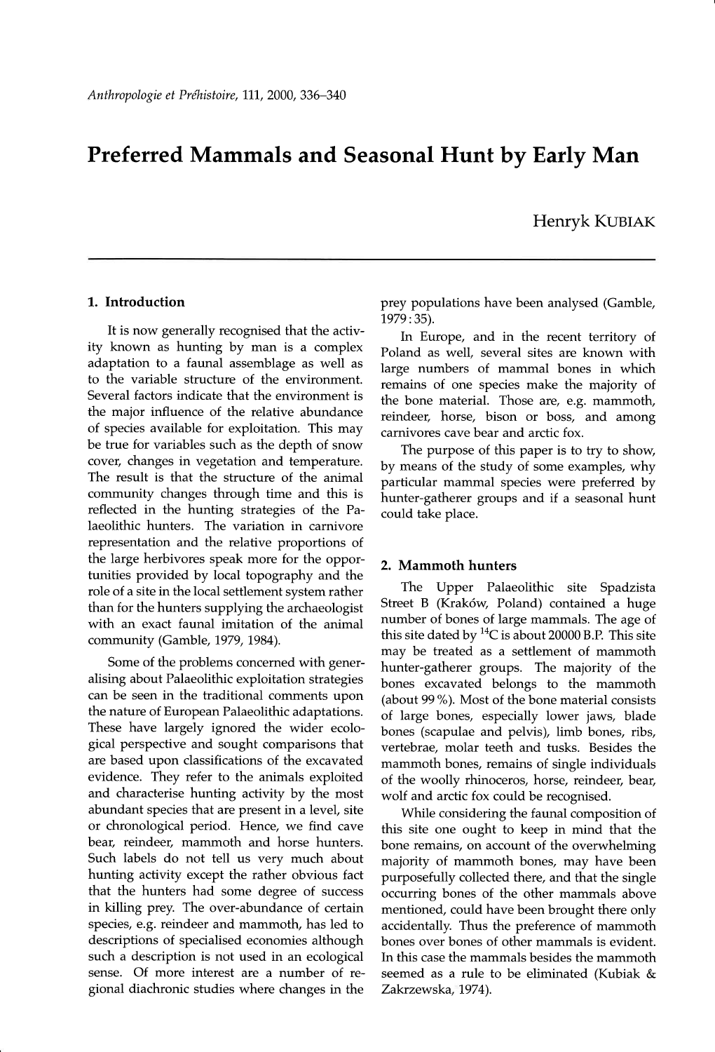# Preferred Mammals and Seasonal Hunt by Early Man

Henryk KUBIAK

## 1. Introduction

It is now generally recognised that the activity known as hunting by man is a complex adaptation to a faunal assemblage as well as to the variable structure of the environment. Several factors indicate that the environment is the major influence of the relative abundance of species available for exploitation. This may be true for variables such as the depth of snow cover, changes in vegetation and temperature. The result is that the structure of the animal community changes through time and this is reflected in the hunting strategies of the Palaeolithic hunters. The variation in carnivore representation and the relative proportions of the large herbivores speak more for the opportunities provided by local topography and the role of a site in the local settlement system rather than for the hunters supplying the archaeologist with an exact faunal imitation of the animal community (Gamble, 1979, 1984).

Some of the problems concerned with generalising about Palaeolithic exploitation strategies can be seen in the traditional comments upon the nature of European Palaeolithic adaptations. These have largely ignored the wider ecological perspective and sought comparisons that are based upon classifications of the excavated evidence. They refer to the animals exploited and characterise hunting activity by the most abundant species that are present in a level, site or chronological period. Hence, we find cave bear, reindeer, mammoth and horse hunters. Such labels do not tell us very much about hunting activity except the rather obvious fact that the hunters had some degree of success in killing prey. The over-abundance of certain species, e.g. reindeer and mammoth, has led to descriptions of specialised economies although such a description is not used in an ecological sense. Of more interest are a number of regional diachronic studies where changes in the prey populations have been analysed (Gamble, 1979 : 35).

In Europe, and in the recent territory of Poland as well, several sites are known with large numbers of mammal bones in which remains of one species make the majority of the bone material. Those are, e.g. mammoth, reindeer, horse, bison or boss, and among carnivores cave bear and arctic fox.

The purpose of this paper is to try to show, by means of the study of some examples, why particular mammal species were preferred by hunter-gatherer groups and if a seasonal hunt could take place.

## 2. Mammoth hunters

The Upper Palaeolithic site Spadzista Street B (Kraków, Poland) contained a huge number of bones of large mammals. The age of this site dated by $^{14}C$ is about 20000 B.P. This site may be treated as a settlement of mammoth hunter-gatherer groups. The majority of the bones excavated belongs to the mammoth (about 99 %). Most of the bone material consists of large bones, especially lower jaws, blade bones (scapulae and pelvis), limb bones, ribs, vertebrae, molar teeth and tusks. Besides the mammoth bones, remains of single individuals of the woolly rhinoceros, horse, reindeer, bear, wolf and arctic fox could be recognised.

While considering the faunal composition of this site one ought to keep in mind that the bone remains, on account of the overwhelming majority of mammoth bones, may have been purposefully collected there, and that the single occurring bones of the other mammals above mentioned, could have been brought there only accidentally. Thus the preference of mammoth bones over bones of other mammals is evident. In this case the mammals besides the mammoth seemed as a rule to be eliminated (Kubiak & Zakrzewska, 1974).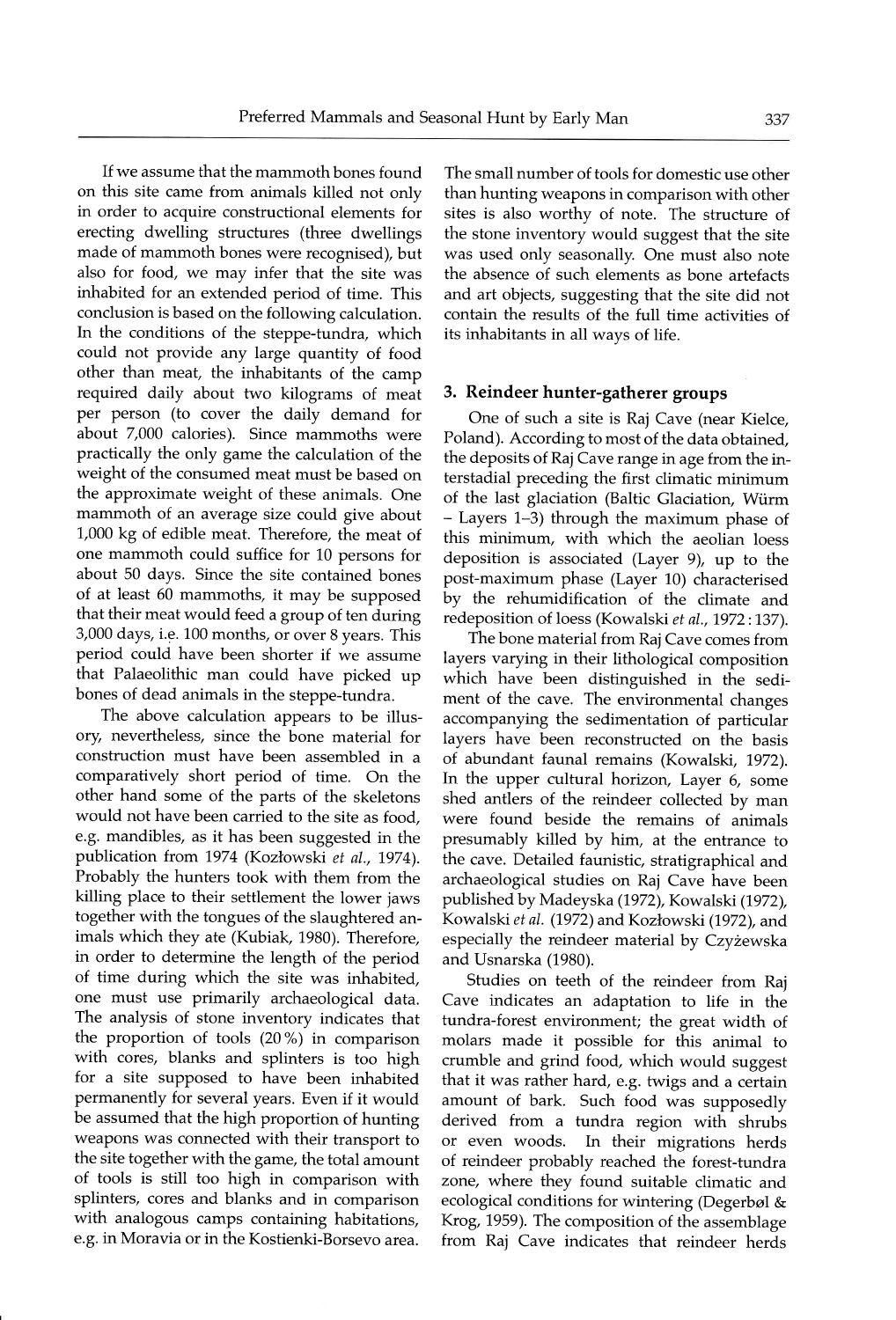If we assume that the mammoth bones found on this site came from animals killed not only in order to acquire constructional elements for erecting dwelling structures (three dwellings made of mammoth bones were recognised), but also for food, we may infer that the site was inhabited for an extended period of time. This conclusion is based on the following calculation. In the conditions of the steppe-tundra, which could not provide any large quantity of food other than meat, the inhabitants of the camp required daily about two kilograms of meat per person (to cover the daily demand for about 7,000 calories). Since mammoths were practically the only game the calculation of the weight of the consumed meat must be based on the approximate weight of these animals. One mammoth of an average size could give about 1,000 kg of edible meat. Therefore, the meat of one mammoth could suffice for 10 persons for about 50 days. Since the site contained bones of at least 60 mammoths, it may be supposed that their meat would feed a group of ten during 3,000 days, i.e. 100 months, or over 8 years. This period could have been shorter if we assume that Palaeolithic man could have picked up bones of dead animals in the steppe-tundra.

The above calculation appears to be illusory, nevertheless, since the bone material for construction must have been assembled in a comparatively short period of time. On the other hand some of the parts of the skeletons would not have been carried to the site as food, e.g. mandibles, as it has been suggested in the publication from 1974 (Kozłowski *et al.*, 1974). Probably the hunters took with them from the killing place to their settlement the lower jaws together with the tongues of the slaughtered animals which they ate (Kubiak, 1980). Therefore, in order to determine the length of the period of time during which the site was inhabited, one must use primarily archaeological data. The analysis of stone inventory indicates that the proportion of tools (20%) in comparison with cores, blanks and splinters is too high for a site supposed to have been inhabited permanently for several years. Even if it would be assumed that the high proportion of hunting weapons was connected with their transport to the site together with the game, the total amount of tools is still too high in comparison with splinters, cores and blanks and in comparison with analogous camps containing habitations, e.g. in Moravia or in the Kostienki-Borsevo area. The small number of tools for domestic use other than hunting weapons in comparison with other sites is also worthy of note. The structure of the stone inventory would suggest that the site was used only seasonally. One must also note the absence of such elements as bone artefacts and art objects, suggesting that the site did not contain the results of the full time activities of its inhabitants in all ways of life.

## 3. Reindeer hunter-gatherer groups

One of such a site is Raj Cave (near Kielce, Poland). According to most of the data obtained, the deposits of Raj Cave range in age from the interstadial preceding the first climatic minimum of the last glaciation (Baltic Glaciation, Würm – Layers 1–3) through the maximum phase of this minimum, with which the aeolian loess deposition is associated (Layer 9), up to the post-maximum phase (Layer 10) characterised by the rehumidification of the climate and redeposition of loess (Kowalski *et al.*, 1972 : 137).

The bone material from Raj Cave comes from layers varying in their lithological composition which have been distinguished in the sediment of the cave. The environmental changes accompanying the sedimentation of particular layers have been reconstructed on the basis of abundant faunal remains (Kowalski, 1972). In the upper cultural horizon, Layer 6, some shed antlers of the reindeer collected by man were found beside the remains of animals presumably killed by him, at the entrance to the cave. Detailed faunistic, stratigraphical and archaeological studies on Raj Cave have been published by Madeyska (1972), Kowalski (1972), Kowalski *et al.* (1972) and Kozłowski (1972), and especially the reindeer material by Czyżewska and Usnarska (1980).

Studies on teeth of the reindeer from Raj Cave indicates an adaptation to life in the tundra-forest environment; the great width of molars made it possible for this animal to crumble and grind food, which would suggest that it was rather hard, e.g. twigs and a certain amount of bark. Such food was supposedly derived from a tundra region with shrubs or even woods. In their migrations herds of reindeer probably reached the forest-tundra zone, where they found suitable climatic and ecological conditions for wintering (Degerbøl & Krog, 1959). The composition of the assemblage from Raj Cave indicates that reindeer herds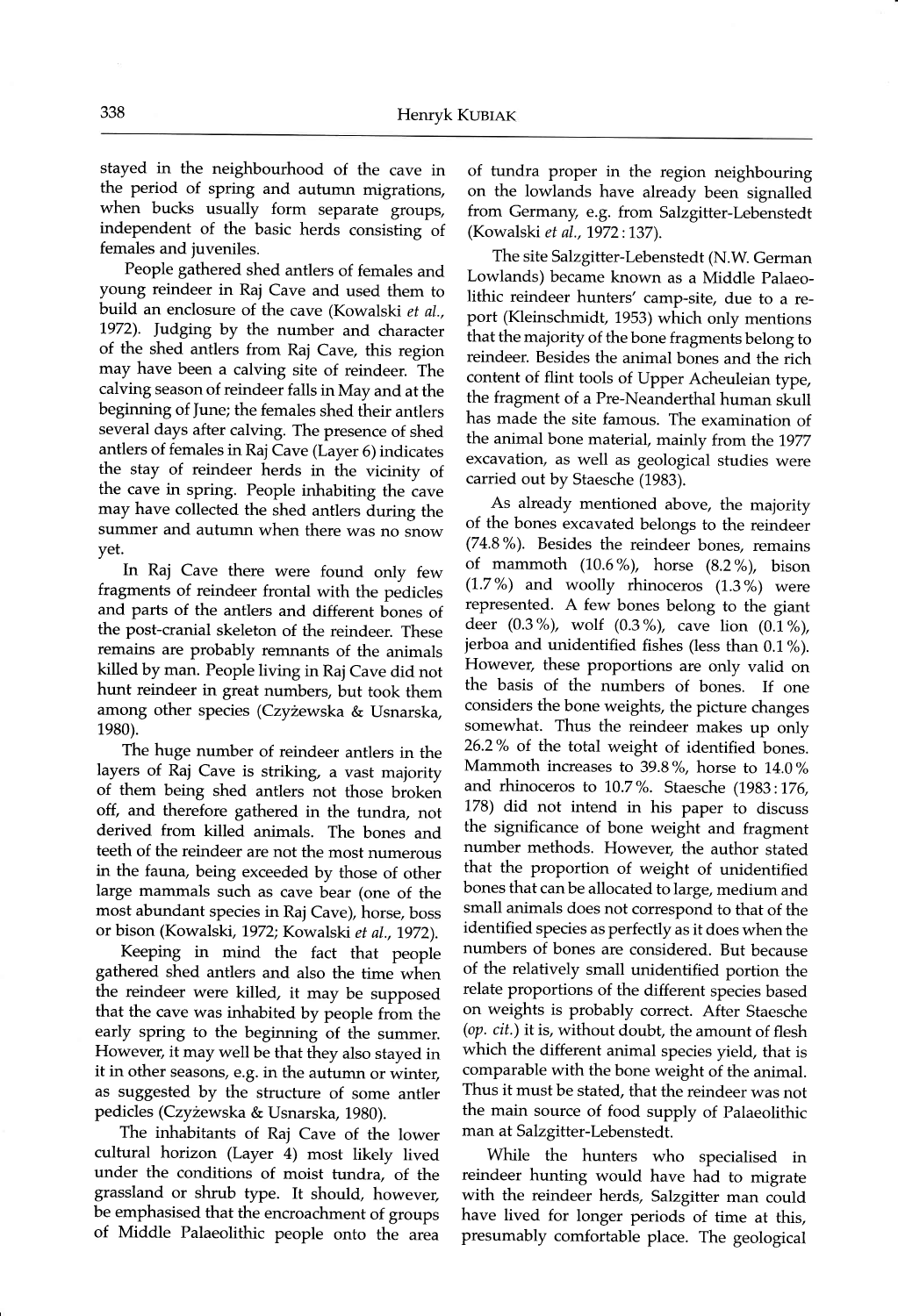stayed in the neighbourhood of the cave in the period of spring and autumn migrations, when bucks usually form separate groups, independent of the basic herds consisting of females and juveniles.

People gathered shed antlers of females and young reindeer in Raj Cave and used them to build an enclosure of the cave (Kowalski *et al.*, 1972). Judging by the number and character of the shed antlers from Raj Cave, this region may have been a calving site of reindeer. The calving season of reindeer falls in May and at the beginning of June; the females shed their antlers several days after calving. The presence of shed antlers of females in Raj Cave (Layer 6) indicates the stay of reindeer herds in the vicinity of the cave in spring. People inhabiting the cave may have collected the shed antlers during the summer and autumn when there was no snow yet.

In Raj Cave there were found only few fragments of reindeer frontal with the pedicles and parts of the antlers and different bones of the post-cranial skeleton of the reindeer. These remains are probably remnants of the animals killed by man. People living in Raj Cave did not hunt reindeer in great numbers, but took them among other species (Czyżewska & Usnarska, 1980).

The huge number of reindeer antlers in the layers of Raj Cave is striking, a vast majority of them being shed antlers not those broken off, and therefore gathered in the tundra, not derived from killed animals. The bones and teeth of the reindeer are not the most numerous in the fauna, being exceeded by those of other large mammals such as cave bear (one of the most abundant species in Raj Cave), horse, boss or bison (Kowalski, 1972; Kowalski *et al.*, 1972).

Keeping in mind the fact that people gathered shed antlers and also the time when the reindeer were killed, it may be supposed that the cave was inhabited by people from the early spring to the beginning of the summer. However, it may well be that they also stayed in it in other seasons, e.g. in the autumn or winter, as suggested by the structure of some antler pedicles (Czyżewska & Usnarska, 1980).

The inhabitants of Raj Cave of the lower cultural horizon (Layer 4) most likely lived under the conditions of moist tundra, of the grassland or shrub type. It should, however, be emphasised that the encroachment of groups of Middle Palaeolithic people onto the area of tundra proper in the region neighbouring on the lowlands have already been signalled from Germany, e.g. from Salzgitter-Lebenstedt (Kowalski *et al.*, 1972 : 137).

The site Salzgitter-Lebenstedt (N.W. German Lowlands) became known as a Middle Palaeolithic reindeer hunters' camp-site, due to a report (Kleinschmidt, 1953) which only mentions that the majority of the bone fragments belong to reindeer. Besides the animal bones and the rich content of flint tools of Upper Acheuleian type, the fragment of a Pre-Neanderthal human skull has made the site famous. The examination of the animal bone material, mainly from the 1977 excavation, as well as geological studies were carried out by Staesche (1983).

As already mentioned above, the majority of the bones excavated belongs to the reindeer (74.8 %). Besides the reindeer bones, remains of mammoth (10.6 %), horse (8.2 %), bison (1.7 %) and woolly rhinoceros (1.3 %) were represented. A few bones belong to the giant deer (0.3 %), wolf (0.3 %), cave lion (0.1 %), jerboa and unidentified fishes (less than 0.1 %). However, these proportions are only valid on the basis of the numbers of bones. If one considers the bone weights, the picture changes somewhat. Thus the reindeer makes up only 26.2 % of the total weight of identified bones. Mammoth increases to 39.8 %, horse to 14.0 % and rhinoceros to 10.7 %. Staesche (1983 : 176, 178) did not intend in his paper to discuss the significance of bone weight and fragment number methods. However, the author stated that the proportion of weight of unidentified bones that can be allocated to large, medium and small animals does not correspond to that of the identified species as perfectly as it does when the numbers of bones are considered. But because of the relatively small unidentified portion the relate proportions of the different species based on weights is probably correct. After Staesche (*op. cit.*) it is, without doubt, the amount of flesh which the different animal species yield, that is comparable with the bone weight of the animal. Thus it must be stated, that the reindeer was not the main source of food supply of Palaeolithic man at Salzgitter-Lebenstedt.

While the hunters who specialised in reindeer hunting would have had to migrate with the reindeer herds, Salzgitter man could have lived for longer periods of time at this, presumably comfortable place. The geological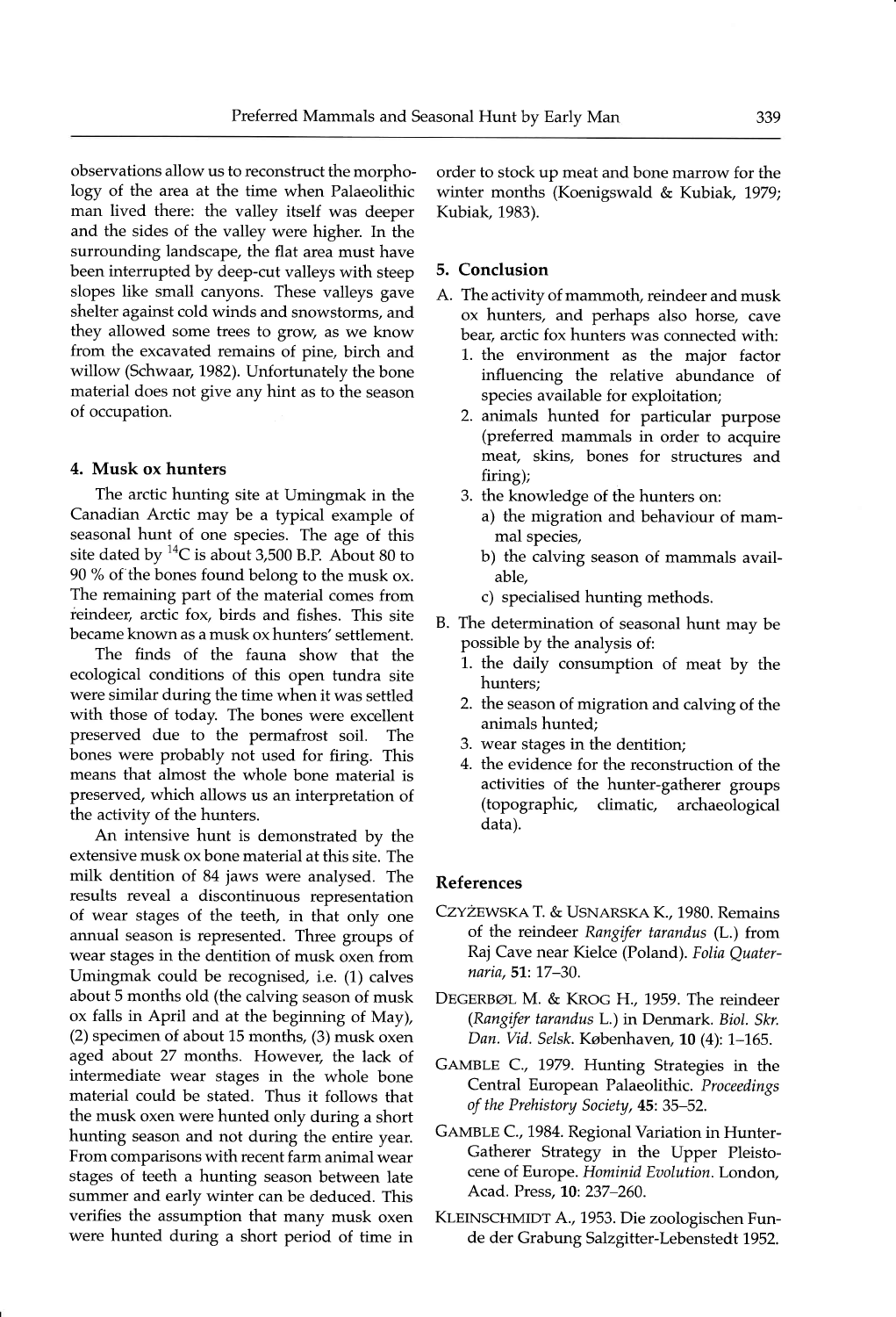observations allow us to reconstruct the morphology of the area at the time when Palaeolithic man lived there: the valley itself was deeper and the sides of the valley were higher. In the surrounding landscape, the flat area must have been interrupted by deep-cut valleys with steep slopes like small canyons. These valleys gave shelter against cold winds and snowstorms, and they allowed some trees to grow, as we know from the excavated remains of pine, birch and willow (Schwaar, 1982). Unfortunately the bone material does not give any hint as to the season of occupation.

### 4. Musk ox hunters

The arctic hunting site at Umingmak in the Canadian Arctic may be a typical example of seasonal hunt of one species. The age of this site dated by $^{14}C$ is about 3,500 B.P. About 80 to 90 % of the bones found belong to the musk ox. The remaining part of the material comes from reindeer, arctic fox, birds and fishes. This site became known as a musk ox hunters' settlement.

The finds of the fauna show that the ecological conditions of this open tundra site were similar during the time when it was settled with those of today. The bones were excellent preserved due to the permafrost soil. The bones were probably not used for firing. This means that almost the whole bone material is preserved, which allows us an interpretation of the activity of the hunters.

An intensive hunt is demonstrated by the extensive musk ox bone material at this site. The milk dentition of 84 jaws were analysed. The results reveal a discontinuous representation of wear stages of the teeth, in that only one annual season is represented. Three groups of wear stages in the dentition of musk oxen from Umingmak could be recognised, i.e. (1) calves about 5 months old (the calving season of musk ox falls in April and at the beginning of May), (2) specimen of about 15 months, (3) musk oxen aged about 27 months. However, the lack of intermediate wear stages in the whole bone material could be stated. Thus it follows that the musk oxen were hunted only during a short hunting season and not during the entire year. From comparisons with recent farm animal wear stages of teeth a hunting season between late summer and early winter can be deduced. This verifies the assumption that many musk oxen were hunted during a short period of time in order to stock up meat and bone marrow for the winter months (Koenigswald & Kubiak, 1979; Kubiak, 1983).

### 5. Conclusion

A. The activity of mammoth, reindeer and musk ox hunters, and perhaps also horse, cave bear, arctic fox hunters was connected with:
   1. the environment as the major factor influencing the relative abundance of species available for exploitation;
   2. animals hunted for particular purpose (preferred mammals in order to acquire meat, skins, bones for structures and firing);
   3. the knowledge of the hunters on:
      a) the migration and behaviour of mammal species,
      b) the calving season of mammals available,
      c) specialised hunting methods.

B. The determination of seasonal hunt may be possible by the analysis of:
   1. the daily consumption of meat by the hunters;
   2. the season of migration and calving of the animals hunted;
   3. wear stages in the dentition;
   4. the evidence for the reconstruction of the activities of the hunter-gatherer groups (topographic, climatic, archaeological data).

### References

CZYŻEWSKA T. & USNARSKA K., 1980. Remains of the reindeer *Rangifer tarandus* (L.) from Raj Cave near Kielce (Poland). *Folia Quaternaria*, **51**: 17–30.

DEGERBØL M. & KROG H., 1959. The reindeer (*Rangifer tarandus* L.) in Denmark. *Biol. Skr. Dan. Vid. Selsk.* København, **10** (4): 1–165.

GAMBLE C., 1979. Hunting Strategies in the Central European Palaeolithic. *Proceedings of the Prehistory Society*, **45**: 35–52.

GAMBLE C., 1984. Regional Variation in Hunter-Gatherer Strategy in the Upper Pleistocene of Europe. *Hominid Evolution*. London, Acad. Press, **10**: 237–260.

KLEINSCHMIDT A., 1953. Die zoologischen Funde der Grabung Salzgitter-Lebenstedt 1952.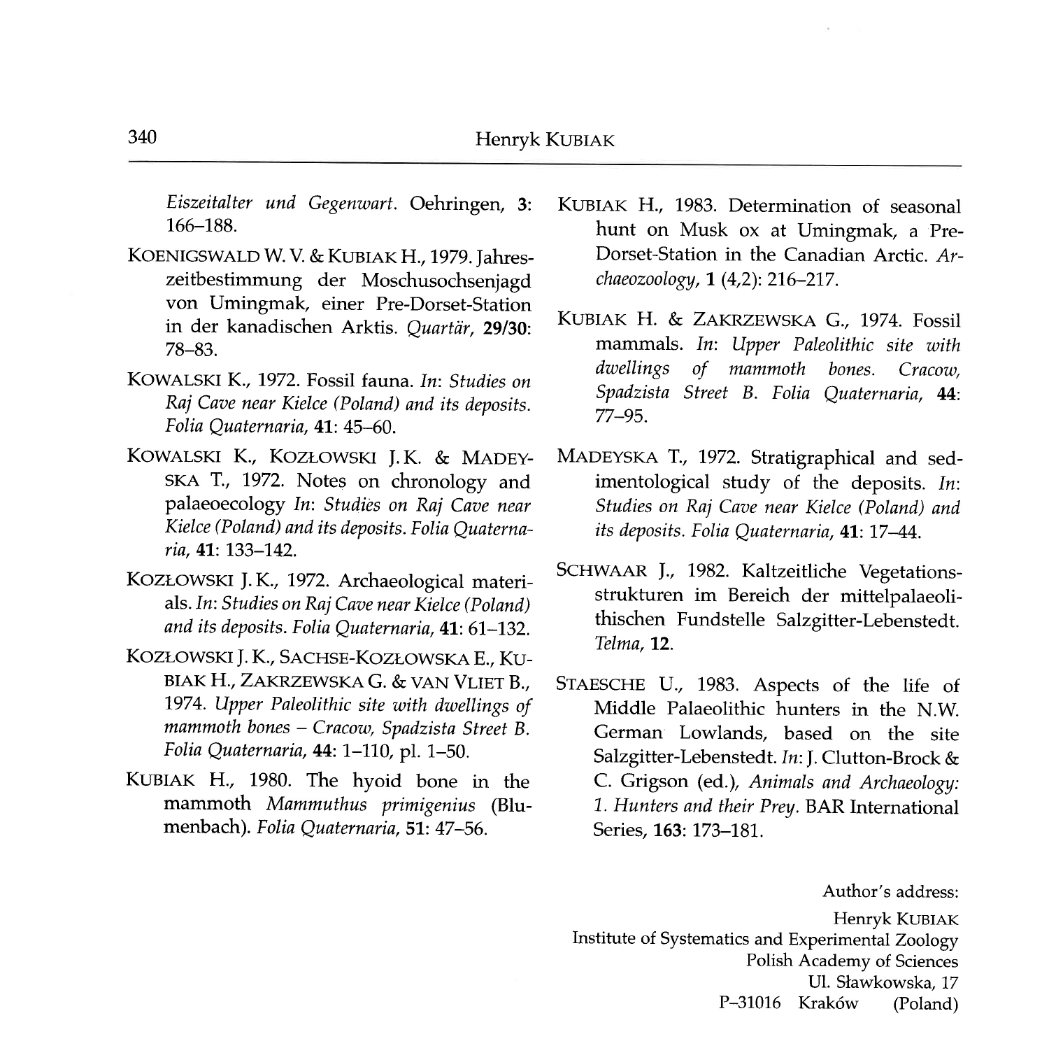*Eiszeitalter und Gegenwart*. Oehringen, **3**: 166–188.

KOENIGSWALD W. V. & KUBIAK H., 1979. Jahreszeitbestimmung der Moschusochsenjagd von Umingmak, einer Pre-Dorset-Station in der kanadischen Arktis. *Quartär*, **29/30**: 78–83.

KOWALSKI K., 1972. Fossil fauna. *In*: *Studies on Raj Cave near Kielce (Poland) and its deposits. Folia Quaternaria*, **41**: 45–60.

KOWALSKI K., KOZŁOWSKI J. K. & MADEYSKA T., 1972. Notes on chronology and palaeoecology *In*: *Studies on Raj Cave near Kielce (Poland) and its deposits. Folia Quaternaria*, **41**: 133–142.

KOZŁOWSKI J. K., 1972. Archaeological materials. *In*: *Studies on Raj Cave near Kielce (Poland) and its deposits. Folia Quaternaria*, **41**: 61–132.

KOZŁOWSKI J. K., SACHSE-KOZŁOWSKA E., KUBIAK H., ZAKRZEWSKA G. & VAN VLIET B., 1974. *Upper Paleolithic site with dwellings of mammoth bones – Cracow, Spadzista Street B. Folia Quaternaria*, **44**: 1–110, pl. 1–50.

KUBIAK H., 1980. The hyoid bone in the mammoth *Mammuthus primigenius* (Blumenbach). *Folia Quaternaria*, **51**: 47–56.

KUBIAK H., 1983. Determination of seasonal hunt on Musk ox at Umingmak, a Pre-Dorset-Station in the Canadian Arctic. *Archaeozoology*, **1** (4,2): 216–217.

KUBIAK H. & ZAKRZEWSKA G., 1974. Fossil mammals. *In*: *Upper Paleolithic site with dwellings of mammoth bones. Cracow, Spadzista Street B. Folia Quaternaria*, **44**: 77–95.

MADEYSKA T., 1972. Stratigraphical and sedimentological study of the deposits. *In*: *Studies on Raj Cave near Kielce (Poland) and its deposits. Folia Quaternaria*, **41**: 17–44.

SCHWAAR J., 1982. Kaltzeitliche Vegetationsstrukturen im Bereich der mittelpalaeolithischen Fundstelle Salzgitter-Lebenstedt. *Telma*, **12**.

STAESCHE U., 1983. Aspects of the life of Middle Palaeolithic hunters in the N.W. German Lowlands, based on the site Salzgitter-Lebenstedt. *In*: J. Clutton-Brock & C. Grigson (ed.), *Animals and Archaeology: 1. Hunters and their Prey*. BAR International Series, **163**: 173–181.

Author's address:

Henryk KUBIAK
Institute of Systematics and Experimental Zoology
Polish Academy of Sciences
Ul. Sławkowska, 17
P–31016 Kraków (Poland)